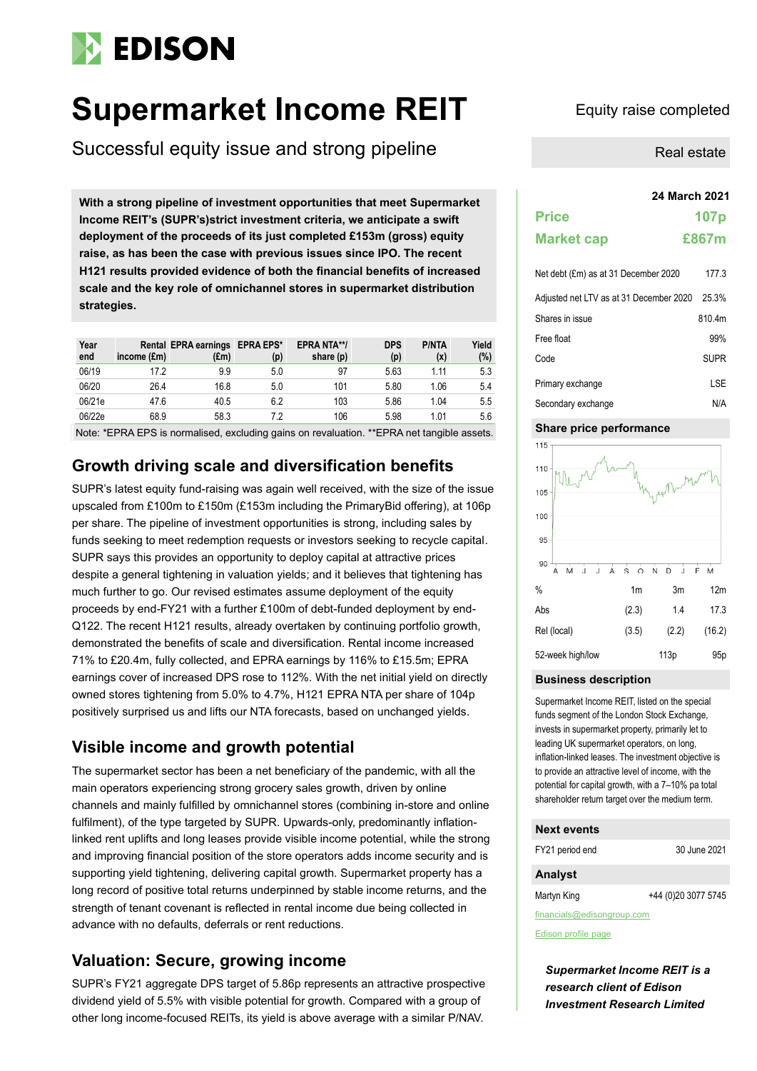# EDISON

# Supermarket Income REIT

## Successful equity issue and strong pipeline

Equity raise completed

Real estate

**With a strong pipeline of investment opportunities that meet Supermarket Income REIT's (SUPR's)strict investment criteria, we anticipate a swift deployment of the proceeds of its just completed £153m (gross) equity raise, as has been the case with previous issues since IPO. The recent H121 results provided evidence of both the financial benefits of increased scale and the key role of omnichannel stores in supermarket distribution strategies.**

| Year end | Rental income (£m) | EPRA earnings (£m) | EPRA EPS* (p) | EPRA NTA**/ share (p) | DPS (p) | P/NTA (x) | Yield (%) |
|---|---|---|---|---|---|---|---|
| 06/19 | 17.2 | 9.9 | 5.0 | 97 | 5.63 | 1.11 | 5.3 |
| 06/20 | 26.4 | 16.8 | 5.0 | 101 | 5.80 | 1.06 | 5.4 |
| 06/21e | 47.6 | 40.5 | 6.2 | 103 | 5.86 | 1.04 | 5.5 |
| 06/22e | 68.9 | 58.3 | 7.2 | 106 | 5.98 | 1.01 | 5.6 |

Note: *EPRA EPS is normalised, excluding gains on revaluation. **EPRA net tangible assets.

## Growth driving scale and diversification benefits

SUPR's latest equity fund-raising was again well received, with the size of the issue upscaled from £100m to £150m (£153m including the PrimaryBid offering), at 106p per share. The pipeline of investment opportunities is strong, including sales by funds seeking to meet redemption requests or investors seeking to recycle capital. SUPR says this provides an opportunity to deploy capital at attractive prices despite a general tightening in valuation yields; and it believes that tightening has much further to go. Our revised estimates assume deployment of the equity proceeds by end-FY21 with a further £100m of debt-funded deployment by end-Q122. The recent H121 results, already overtaken by continuing portfolio growth, demonstrated the benefits of scale and diversification. Rental income increased 71% to £20.4m, fully collected, and EPRA earnings by 116% to £15.5m; EPRA earnings cover of increased DPS rose to 112%. With the net initial yield on directly owned stores tightening from 5.0% to 4.7%, H121 EPRA NTA per share of 104p positively surprised us and lifts our NTA forecasts, based on unchanged yields.

## Visible income and growth potential

The supermarket sector has been a net beneficiary of the pandemic, with all the main operators experiencing strong grocery sales growth, driven by online channels and mainly fulfilled by omnichannel stores (combining in-store and online fulfilment), of the type targeted by SUPR. Upwards-only, predominantly inflation-linked rent uplifts and long leases provide visible income potential, while the strong and improving financial position of the store operators adds income security and is supporting yield tightening, delivering capital growth. Supermarket property has a long record of positive total returns underpinned by stable income returns, and the strength of tenant covenant is reflected in rental income due being collected in advance with no defaults, deferrals or rent reductions.

## Valuation: Secure, growing income

SUPR's FY21 aggregate DPS target of 5.86p represents an attractive prospective dividend yield of 5.5% with visible potential for growth. Compared with a group of other long income-focused REITs, its yield is above average with a similar P/NAV.

**24 March 2021**

| | |
|---|---|
| **Price** | **107p** |
| **Market cap** | **£867m** |

| | |
|---|---|
| Net debt (£m) as at 31 December 2020 | 177.3 |
| Adjusted net LTV as at 31 December 2020 | 25.3% |
| Shares in issue | 810.4m |
| Free float | 99% |
| Code | SUPR |
| Primary exchange | LSE |
| Secondary exchange | N/A |

### Share price performance

| % | 1m | 3m | 12m |
|---|---|---|---|
| Abs | (2.3) | 1.4 | 17.3 |
| Rel (local) | (3.5) | (2.2) | (16.2) |
| 52-week high/low | | 113p | 95p |

### Business description

Supermarket Income REIT, listed on the special funds segment of the London Stock Exchange, invests in supermarket property, primarily let to leading UK supermarket operators, on long, inflation-linked leases. The investment objective is to provide an attractive level of income, with the potential for capital growth, with a 7–10% pa total shareholder return target over the medium term.

### Next events

| | |
|---|---|
| FY21 period end | 30 June 2021 |

### Analyst

| | |
|---|---|
| Martyn King | +44 (0)20 3077 5745 |

financials@edisongroup.com

Edison profile page

***Supermarket Income REIT is a research client of Edison Investment Research Limited***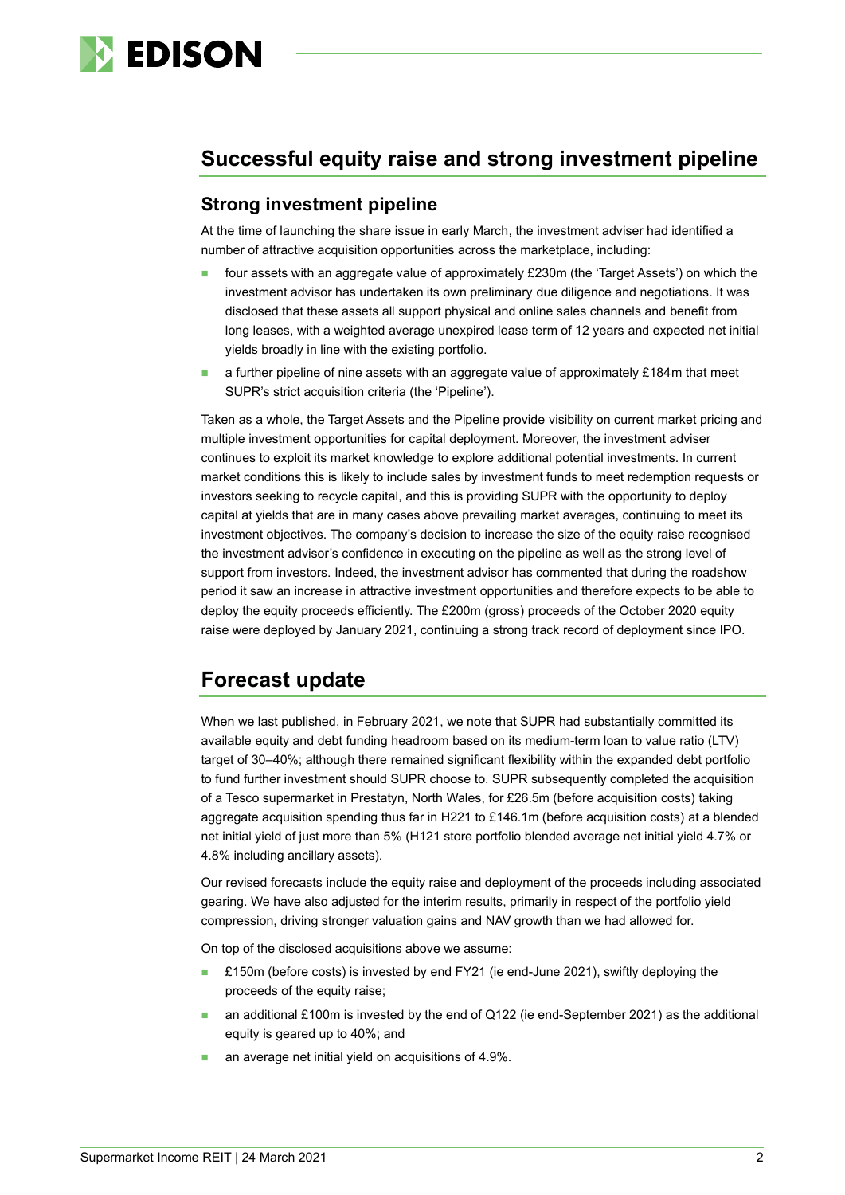## Successful equity raise and strong investment pipeline

### Strong investment pipeline

At the time of launching the share issue in early March, the investment adviser had identified a number of attractive acquisition opportunities across the marketplace, including:

- four assets with an aggregate value of approximately £230m (the 'Target Assets') on which the investment advisor has undertaken its own preliminary due diligence and negotiations. It was disclosed that these assets all support physical and online sales channels and benefit from long leases, with a weighted average unexpired lease term of 12 years and expected net initial yields broadly in line with the existing portfolio.
- a further pipeline of nine assets with an aggregate value of approximately £184m that meet SUPR's strict acquisition criteria (the 'Pipeline').

Taken as a whole, the Target Assets and the Pipeline provide visibility on current market pricing and multiple investment opportunities for capital deployment. Moreover, the investment adviser continues to exploit its market knowledge to explore additional potential investments. In current market conditions this is likely to include sales by investment funds to meet redemption requests or investors seeking to recycle capital, and this is providing SUPR with the opportunity to deploy capital at yields that are in many cases above prevailing market averages, continuing to meet its investment objectives. The company's decision to increase the size of the equity raise recognised the investment advisor's confidence in executing on the pipeline as well as the strong level of support from investors. Indeed, the investment advisor has commented that during the roadshow period it saw an increase in attractive investment opportunities and therefore expects to be able to deploy the equity proceeds efficiently. The £200m (gross) proceeds of the October 2020 equity raise were deployed by January 2021, continuing a strong track record of deployment since IPO.

## Forecast update

When we last published, in February 2021, we note that SUPR had substantially committed its available equity and debt funding headroom based on its medium-term loan to value ratio (LTV) target of 30–40%; although there remained significant flexibility within the expanded debt portfolio to fund further investment should SUPR choose to. SUPR subsequently completed the acquisition of a Tesco supermarket in Prestatyn, North Wales, for £26.5m (before acquisition costs) taking aggregate acquisition spending thus far in H221 to £146.1m (before acquisition costs) at a blended net initial yield of just more than 5% (H121 store portfolio blended average net initial yield 4.7% or 4.8% including ancillary assets).

Our revised forecasts include the equity raise and deployment of the proceeds including associated gearing. We have also adjusted for the interim results, primarily in respect of the portfolio yield compression, driving stronger valuation gains and NAV growth than we had allowed for.

On top of the disclosed acquisitions above we assume:

- £150m (before costs) is invested by end FY21 (ie end-June 2021), swiftly deploying the proceeds of the equity raise;
- an additional £100m is invested by the end of Q122 (ie end-September 2021) as the additional equity is geared up to 40%; and
- an average net initial yield on acquisitions of 4.9%.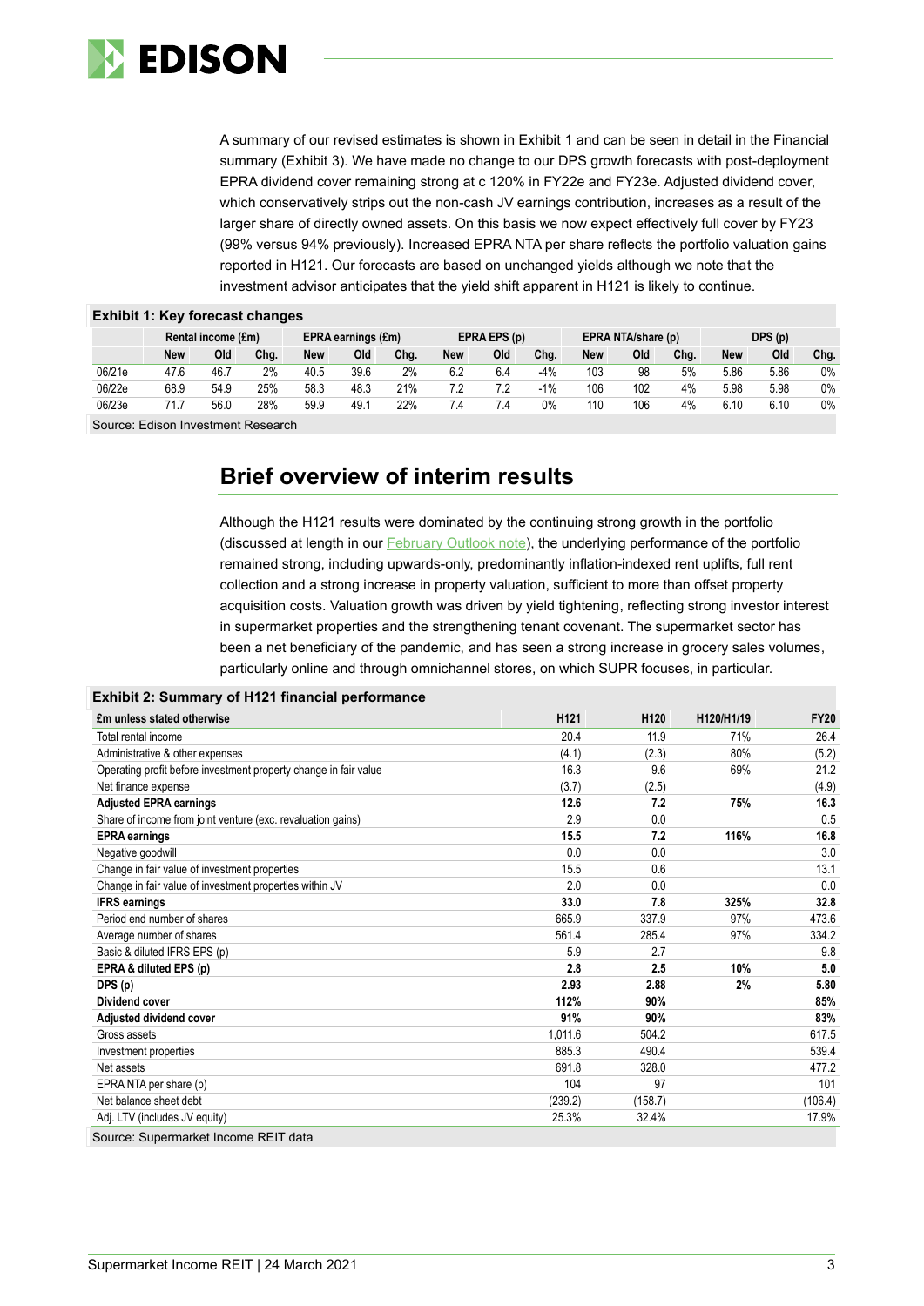A summary of our revised estimates is shown in Exhibit 1 and can be seen in detail in the Financial summary (Exhibit 3). We have made no change to our DPS growth forecasts with post-deployment EPRA dividend cover remaining strong at c 120% in FY22e and FY23e. Adjusted dividend cover, which conservatively strips out the non-cash JV earnings contribution, increases as a result of the larger share of directly owned assets. On this basis we now expect effectively full cover by FY23 (99% versus 94% previously). Increased EPRA NTA per share reflects the portfolio valuation gains reported in H121. Our forecasts are based on unchanged yields although we note that the investment advisor anticipates that the yield shift apparent in H121 is likely to continue.

**Exhibit 1: Key forecast changes**

| | Rental income (£m) | | | EPRA earnings (£m) | | | EPRA EPS (p) | | | EPRA NTA/share (p) | | | DPS (p) | | |
|---|---|---|---|---|---|---|---|---|---|---|---|---|---|---|---|
| | New | Old | Chg. | New | Old | Chg. | New | Old | Chg. | New | Old | Chg. | New | Old | Chg. |
| 06/21e | 47.6 | 46.7 | 2% | 40.5 | 39.6 | 2% | 6.2 | 6.4 | -4% | 103 | 98 | 5% | 5.86 | 5.86 | 0% |
| 06/22e | 68.9 | 54.9 | 25% | 58.3 | 48.3 | 21% | 7.2 | 7.2 | -1% | 106 | 102 | 4% | 5.98 | 5.98 | 0% |
| 06/23e | 71.7 | 56.0 | 28% | 59.9 | 49.1 | 22% | 7.4 | 7.4 | 0% | 110 | 106 | 4% | 6.10 | 6.10 | 0% |

Source: Edison Investment Research

## Brief overview of interim results

Although the H121 results were dominated by the continuing strong growth in the portfolio (discussed at length in our February Outlook note), the underlying performance of the portfolio remained strong, including upwards-only, predominantly inflation-indexed rent uplifts, full rent collection and a strong increase in property valuation, sufficient to more than offset property acquisition costs. Valuation growth was driven by yield tightening, reflecting strong investor interest in supermarket properties and the strengthening tenant covenant. The supermarket sector has been a net beneficiary of the pandemic, and has seen a strong increase in grocery sales volumes, particularly online and through omnichannel stores, on which SUPR focuses, in particular.

**Exhibit 2: Summary of H121 financial performance**

| £m unless stated otherwise | H121 | H120 | H120/H1/19 | FY20 |
|---|---|---|---|---|
| Total rental income | 20.4 | 11.9 | 71% | 26.4 |
| Administrative & other expenses | (4.1) | (2.3) | 80% | (5.2) |
| Operating profit before investment property change in fair value | 16.3 | 9.6 | 69% | 21.2 |
| Net finance expense | (3.7) | (2.5) | | (4.9) |
| **Adjusted EPRA earnings** | **12.6** | **7.2** | **75%** | **16.3** |
| Share of income from joint venture (exc. revaluation gains) | 2.9 | 0.0 | | 0.5 |
| **EPRA earnings** | **15.5** | **7.2** | **116%** | **16.8** |
| Negative goodwill | 0.0 | 0.0 | | 3.0 |
| Change in fair value of investment properties | 15.5 | 0.6 | | 13.1 |
| Change in fair value of investment properties within JV | 2.0 | 0.0 | | 0.0 |
| **IFRS earnings** | **33.0** | **7.8** | **325%** | **32.8** |
| Period end number of shares | 665.9 | 337.9 | 97% | 473.6 |
| Average number of shares | 561.4 | 285.4 | 97% | 334.2 |
| Basic & diluted IFRS EPS (p) | 5.9 | 2.7 | | 9.8 |
| **EPRA & diluted EPS (p)** | **2.8** | **2.5** | **10%** | **5.0** |
| **DPS (p)** | **2.93** | **2.88** | **2%** | **5.80** |
| **Dividend cover** | **112%** | **90%** | | **85%** |
| **Adjusted dividend cover** | **91%** | **90%** | | **83%** |
| Gross assets | 1,011.6 | 504.2 | | 617.5 |
| Investment properties | 885.3 | 490.4 | | 539.4 |
| Net assets | 691.8 | 328.0 | | 477.2 |
| EPRA NTA per share (p) | 104 | 97 | | 101 |
| Net balance sheet debt | (239.2) | (158.7) | | (106.4) |
| Adj. LTV (includes JV equity) | 25.3% | 32.4% | | 17.9% |

Source: Supermarket Income REIT data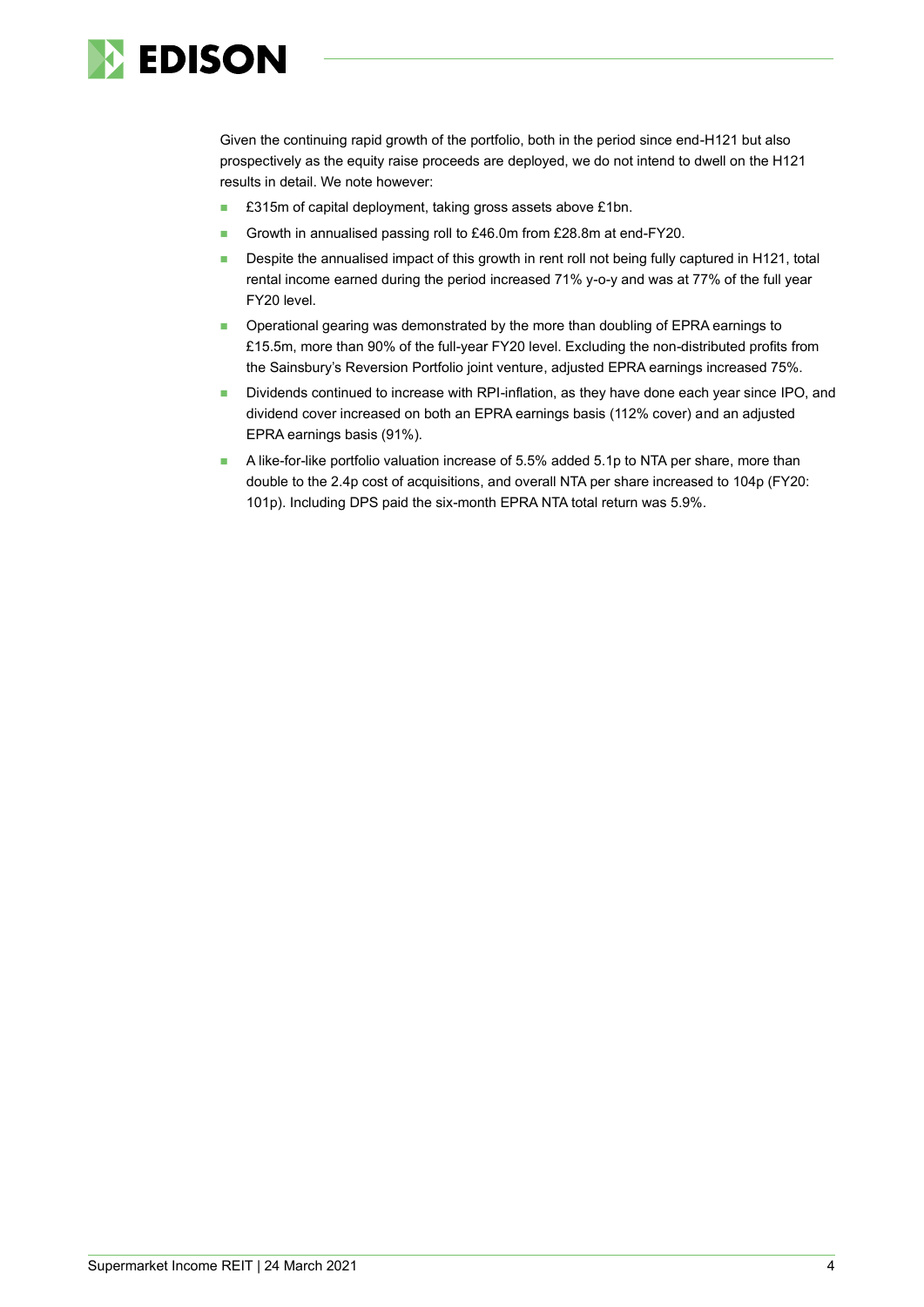Given the continuing rapid growth of the portfolio, both in the period since end-H121 but also prospectively as the equity raise proceeds are deployed, we do not intend to dwell on the H121 results in detail. We note however:

- £315m of capital deployment, taking gross assets above £1bn.
- Growth in annualised passing roll to £46.0m from £28.8m at end-FY20.
- Despite the annualised impact of this growth in rent roll not being fully captured in H121, total rental income earned during the period increased 71% y-o-y and was at 77% of the full year FY20 level.
- Operational gearing was demonstrated by the more than doubling of EPRA earnings to £15.5m, more than 90% of the full-year FY20 level. Excluding the non-distributed profits from the Sainsbury's Reversion Portfolio joint venture, adjusted EPRA earnings increased 75%.
- Dividends continued to increase with RPI-inflation, as they have done each year since IPO, and dividend cover increased on both an EPRA earnings basis (112% cover) and an adjusted EPRA earnings basis (91%).
- A like-for-like portfolio valuation increase of 5.5% added 5.1p to NTA per share, more than double to the 2.4p cost of acquisitions, and overall NTA per share increased to 104p (FY20: 101p). Including DPS paid the six-month EPRA NTA total return was 5.9%.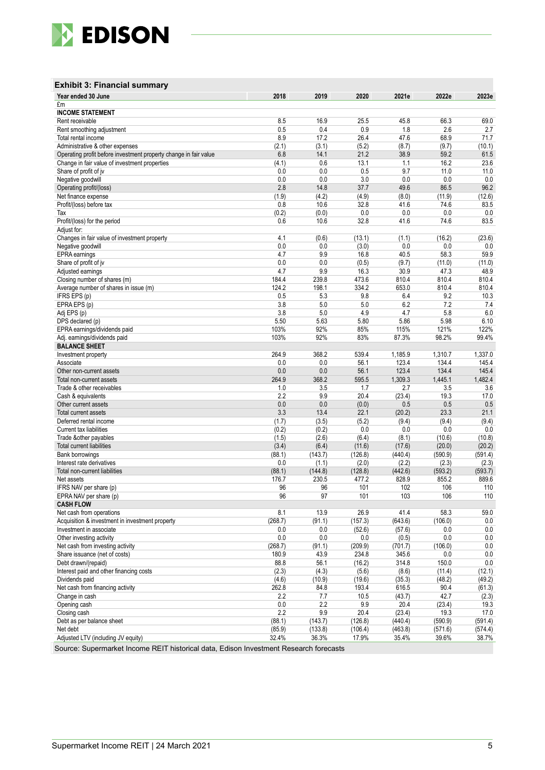### Exhibit 3: Financial summary

| Year ended 30 June | 2018 | 2019 | 2020 | 2021e | 2022e | 2023e |
|---|---|---|---|---|---|---|
| £m | | | | | | |
| **INCOME STATEMENT** | | | | | | |
| Rent receivable | 8.5 | 16.9 | 25.5 | 45.8 | 66.3 | 69.0 |
| Rent smoothing adjustment | 0.5 | 0.4 | 0.9 | 1.8 | 2.6 | 2.7 |
| Total rental income | 8.9 | 17.2 | 26.4 | 47.6 | 68.9 | 71.7 |
| Administrative & other expenses | (2.1) | (3.1) | (5.2) | (8.7) | (9.7) | (10.1) |
| Operating profit before investment property change in fair value | 6.8 | 14.1 | 21.2 | 38.9 | 59.2 | 61.5 |
| Change in fair value of investment properties | (4.1) | 0.6 | 13.1 | 1.1 | 16.2 | 23.6 |
| Share of profit of jv | 0.0 | 0.0 | 0.5 | 9.7 | 11.0 | 11.0 |
| Negative goodwill | 0.0 | 0.0 | 3.0 | 0.0 | 0.0 | 0.0 |
| Operating profit/(loss) | 2.8 | 14.8 | 37.7 | 49.6 | 86.5 | 96.2 |
| Net finance expense | (1.9) | (4.2) | (4.9) | (8.0) | (11.9) | (12.6) |
| Profit/(loss) before tax | 0.8 | 10.6 | 32.8 | 41.6 | 74.6 | 83.5 |
| Tax | (0.2) | (0.0) | 0.0 | 0.0 | 0.0 | 0.0 |
| Profit/(loss) for the period | 0.6 | 10.6 | 32.8 | 41.6 | 74.6 | 83.5 |
| Adjust for: | | | | | | |
| Changes in fair value of investment property | 4.1 | (0.6) | (13.1) | (1.1) | (16.2) | (23.6) |
| Negative goodwill | 0.0 | 0.0 | (3.0) | 0.0 | 0.0 | 0.0 |
| EPRA earnings | 4.7 | 9.9 | 16.8 | 40.5 | 58.3 | 59.9 |
| Share of profit of jv | 0.0 | 0.0 | (0.5) | (9.7) | (11.0) | (11.0) |
| Adjusted earnings | 4.7 | 9.9 | 16.3 | 30.9 | 47.3 | 48.9 |
| Closing number of shares (m) | 184.4 | 239.8 | 473.6 | 810.4 | 810.4 | 810.4 |
| Average number of shares in issue (m) | 124.2 | 198.1 | 334.2 | 653.0 | 810.4 | 810.4 |
| IFRS EPS (p) | 0.5 | 5.3 | 9.8 | 6.4 | 9.2 | 10.3 |
| EPRA EPS (p) | 3.8 | 5.0 | 5.0 | 6.2 | 7.2 | 7.4 |
| Adj EPS (p) | 3.8 | 5.0 | 4.9 | 4.7 | 5.8 | 6.0 |
| DPS declared (p) | 5.50 | 5.63 | 5.80 | 5.86 | 5.98 | 6.10 |
| EPRA earnings/dividends paid | 103% | 92% | 85% | 115% | 121% | 122% |
| Adj. earnings/dividends paid | 103% | 92% | 83% | 87.3% | 98.2% | 99.4% |
| **BALANCE SHEET** | | | | | | |
| Investment property | 264.9 | 368.2 | 539.4 | 1,185.9 | 1,310.7 | 1,337.0 |
| Associate | 0.0 | 0.0 | 56.1 | 123.4 | 134.4 | 145.4 |
| Other non-current assets | 0.0 | 0.0 | 56.1 | 123.4 | 134.4 | 145.4 |
| Total non-current assets | 264.9 | 368.2 | 595.5 | 1,309.3 | 1,445.1 | 1,482.4 |
| Trade & other receivables | 1.0 | 3.5 | 1.7 | 2.7 | 3.5 | 3.6 |
| Cash & equivalents | 2.2 | 9.9 | 20.4 | (23.4) | 19.3 | 17.0 |
| Other current assets | 0.0 | 0.0 | (0.0) | 0.5 | 0.5 | 0.5 |
| Total current assets | 3.3 | 13.4 | 22.1 | (20.2) | 23.3 | 21.1 |
| Deferred rental income | (1.7) | (3.5) | (5.2) | (9.4) | (9.4) | (9.4) |
| Current tax liabilities | (0.2) | (0.2) | 0.0 | 0.0 | 0.0 | 0.0 |
| Trade &other payables | (1.5) | (2.6) | (6.4) | (8.1) | (10.6) | (10.8) |
| Total current liabilities | (3.4) | (6.4) | (11.6) | (17.6) | (20.0) | (20.2) |
| Bank borrowings | (88.1) | (143.7) | (126.8) | (440.4) | (590.9) | (591.4) |
| Interest rate derivatives | 0.0 | (1.1) | (2.0) | (2.2) | (2.3) | (2.3) |
| Total non-current liabilities | (88.1) | (144.8) | (128.8) | (442.6) | (593.2) | (593.7) |
| Net assets | 176.7 | 230.5 | 477.2 | 828.9 | 855.2 | 889.6 |
| IFRS NAV per share (p) | 96 | 96 | 101 | 102 | 106 | 110 |
| EPRA NAV per share (p) | 96 | 97 | 101 | 103 | 106 | 110 |
| **CASH FLOW** | | | | | | |
| Net cash from operations | 8.1 | 13.9 | 26.9 | 41.4 | 58.3 | 59.0 |
| Acquisition & investment in investment property | (268.7) | (91.1) | (157.3) | (643.6) | (106.0) | 0.0 |
| Investment in associate | 0.0 | 0.0 | (52.6) | (57.6) | 0.0 | 0.0 |
| Other investing activity | 0.0 | 0.0 | 0.0 | (0.5) | 0.0 | 0.0 |
| Net cash from investing activity | (268.7) | (91.1) | (209.9) | (701.7) | (106.0) | 0.0 |
| Share issuance (net of costs) | 180.9 | 43.9 | 234.8 | 345.6 | 0.0 | 0.0 |
| Debt drawn/(repaid) | 88.8 | 56.1 | (16.2) | 314.8 | 150.0 | 0.0 |
| Interest paid and other financing costs | (2.3) | (4.3) | (5.6) | (8.6) | (11.4) | (12.1) |
| Dividends paid | (4.6) | (10.9) | (19.6) | (35.3) | (48.2) | (49.2) |
| Net cash from financing activity | 262.8 | 84.8 | 193.4 | 616.5 | 90.4 | (61.3) |
| Change in cash | 2.2 | 7.7 | 10.5 | (43.7) | 42.7 | (2.3) |
| Opening cash | 0.0 | 2.2 | 9.9 | 20.4 | (23.4) | 19.3 |
| Closing cash | 2.2 | 9.9 | 20.4 | (23.4) | 19.3 | 17.0 |
| Debt as per balance sheet | (88.1) | (143.7) | (126.8) | (440.4) | (590.9) | (591.4) |
| Net debt | (85.9) | (133.8) | (106.4) | (463.8) | (571.6) | (574.4) |
| Adjusted LTV (including JV equity) | 32.4% | 36.3% | 17.9% | 35.4% | 39.6% | 38.7% |

Source: Supermarket Income REIT historical data, Edison Investment Research forecasts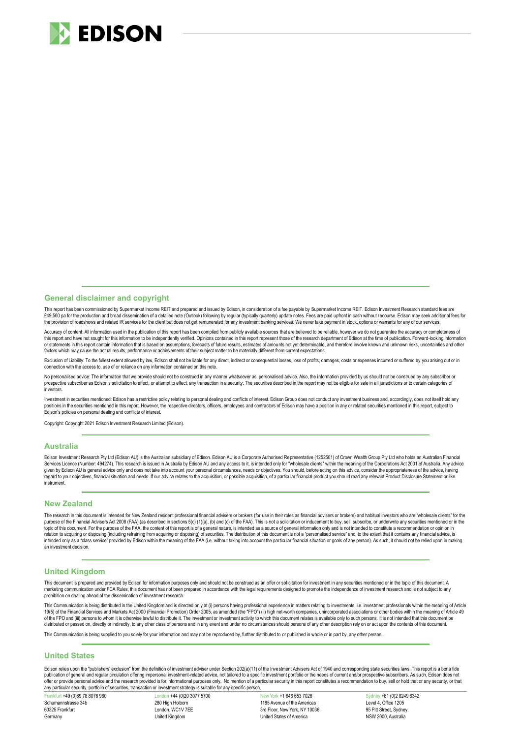## General disclaimer and copyright

This report has been commissioned by Supermarket Income REIT and prepared and issued by Edison, in consideration of a fee payable by Supermarket Income REIT. Edison Investment Research standard fees are £49,500 pa for the production and broad dissemination of a detailed note (Outlook) following by regular (typically quarterly) update notes. Fees are paid upfront in cash without recourse. Edison may seek additional fees for the provision of roadshows and related IR services for the client but does not get remunerated for any investment banking services. We never take payment in stock, options or warrants for any of our services.

Accuracy of content: All information used in the publication of this report has been compiled from publicly available sources that are believed to be reliable, however we do not guarantee the accuracy or completeness of this report and have not sought for this information to be independently verified. Opinions contained in this report represent those of the research department of Edison at the time of publication. Forward-looking information or statements in this report contain information that is based on assumptions, forecasts of future results, estimates of amounts not yet determinable, and therefore involve known and unknown risks, uncertainties and other factors which may cause the actual results, performance or achievements of their subject matter to be materially different from current expectations.

Exclusion of Liability: To the fullest extent allowed by law, Edison shall not be liable for any direct, indirect or consequential losses, loss of profits, damages, costs or expenses incurred or suffered by you arising out or in connection with the access to, use of or reliance on any information contained on this note.

No personalised advice: The information that we provide should not be construed in any manner whatsoever as, personalised advice. Also, the information provided by us should not be construed by any subscriber or prospective subscriber as Edison's solicitation to effect, or attempt to effect, any transaction in a security. The securities described in the report may not be eligible for sale in all jurisdictions or to certain categories of investors.

Investment in securities mentioned: Edison has a restrictive policy relating to personal dealing and conflicts of interest. Edison Group does not conduct any investment business and, accordingly, does not itself hold any positions in the securities mentioned in this report. However, the respective directors, officers, employees and contractors of Edison may have a position in any or related securities mentioned in this report, subject to Edison's policies on personal dealing and conflicts of interest.

Copyright: Copyright 2021 Edison Investment Research Limited (Edison).

## Australia

Edison Investment Research Pty Ltd (Edison AU) is the Australian subsidiary of Edison. Edison AU is a Corporate Authorised Representative (1252501) of Crown Wealth Group Pty Ltd who holds an Australian Financial Services Licence (Number: 494274). This research is issued in Australia by Edison AU and any access to it, is intended only for "wholesale clients" within the meaning of the Corporations Act 2001 of Australia. Any advice given by Edison AU is general advice only and does not take into account your personal circumstances, needs or objectives. You should, before acting on this advice, consider the appropriateness of the advice, having regard to your objectives, financial situation and needs. If our advice relates to the acquisition, or possible acquisition, of a particular financial product you should read any relevant Product Disclosure Statement or like instrument.

## New Zealand

The research in this document is intended for New Zealand resident professional financial advisers or brokers (for use in their roles as financial advisers or brokers) and habitual investors who are "wholesale clients" for the purpose of the Financial Advisers Act 2008 (FAA) (as described in sections 5(c) (1)(a), (b) and (c) of the FAA). This is not a solicitation or inducement to buy, sell, subscribe, or underwrite any securities mentioned or in the topic of this document. For the purpose of the FAA, the content of this report is of a general nature, is intended as a source of general information only and is not intended to constitute a recommendation or opinion in relation to acquiring or disposing (including refraining from acquiring or disposing) of securities. The distribution of this document is not a "personalised service" and, to the extent that it contains any financial advice, is intended only as a "class service" provided by Edison within the meaning of the FAA (i.e. without taking into account the particular financial situation or goals of any person). As such, it should not be relied upon in making an investment decision.

## United Kingdom

This document is prepared and provided by Edison for information purposes only and should not be construed as an offer or solicitation for investment in any securities mentioned or in the topic of this document. A marketing communication under FCA Rules, this document has not been prepared in accordance with the legal requirements designed to promote the independence of investment research and is not subject to any prohibition on dealing ahead of the dissemination of investment research.

This Communication is being distributed in the United Kingdom and is directed only at (i) persons having professional experience in matters relating to investments, i.e. investment professionals within the meaning of Article 19(5) of the Financial Services and Markets Act 2000 (Financial Promotion) Order 2005, as amended (the "FPO") (ii) high net-worth companies, unincorporated associations or other bodies within the meaning of Article 49 of the FPO and (iii) persons to whom it is otherwise lawful to distribute it. The investment or investment activity to which this document relates is available only to such persons. It is not intended that this document be distributed or passed on, directly or indirectly, to any other class of persons and in any event and under no circumstances should persons of any other description rely on or act upon the contents of this document.

This Communication is being supplied to you solely for your information and may not be reproduced by, further distributed to or published in whole or in part by, any other person.

## United States

Edison relies upon the "publishers' exclusion" from the definition of investment adviser under Section 202(a)(11) of the Investment Advisers Act of 1940 and corresponding state securities laws. This report is a bona fide publication of general and regular circulation offering impersonal investment-related advice, not tailored to a specific investment portfolio or the needs of current and/or prospective subscribers. As such, Edison does not offer or provide personal advice and the research provided is for informational purposes only. No mention of a particular security in this report constitutes a recommendation to buy, sell or hold that or any security, or that any particular security, portfolio of securities, transaction or investment strategy is suitable for any specific person.

Frankfurt +49 (0)69 78 8076 960
Schumannstrasse 34b
60325 Frankfurt
Germany

London +44 (0)20 3077 5700
280 High Holborn
London, WC1V 7EE
United Kingdom

New York +1 646 653 7026
1185 Avenue of the Americas
3rd Floor, New York, NY 10036
United States of America

Sydney +61 (0)2 8249 8342
Level 4, Office 1205
95 Pitt Street, Sydney
NSW 2000, Australia